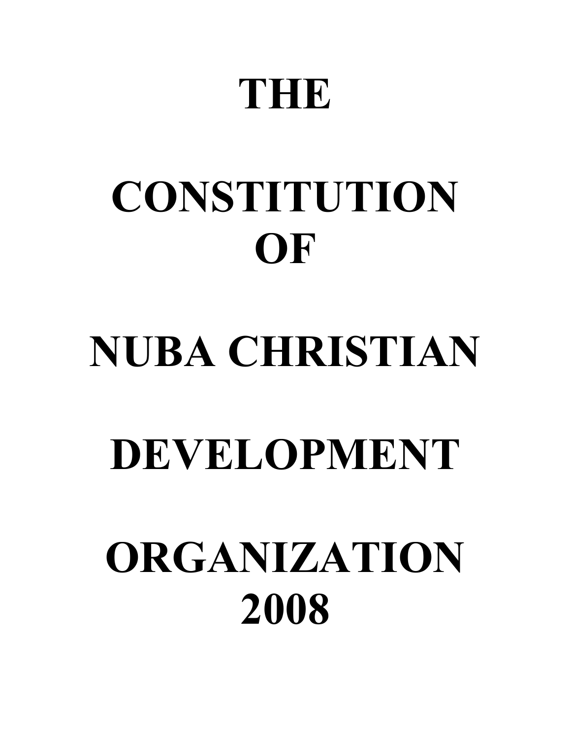# THE

# CONSTITUTION OF

# NUBA CHRISTIAN

# DEVELOPMENT

# ORGANIZATION 2008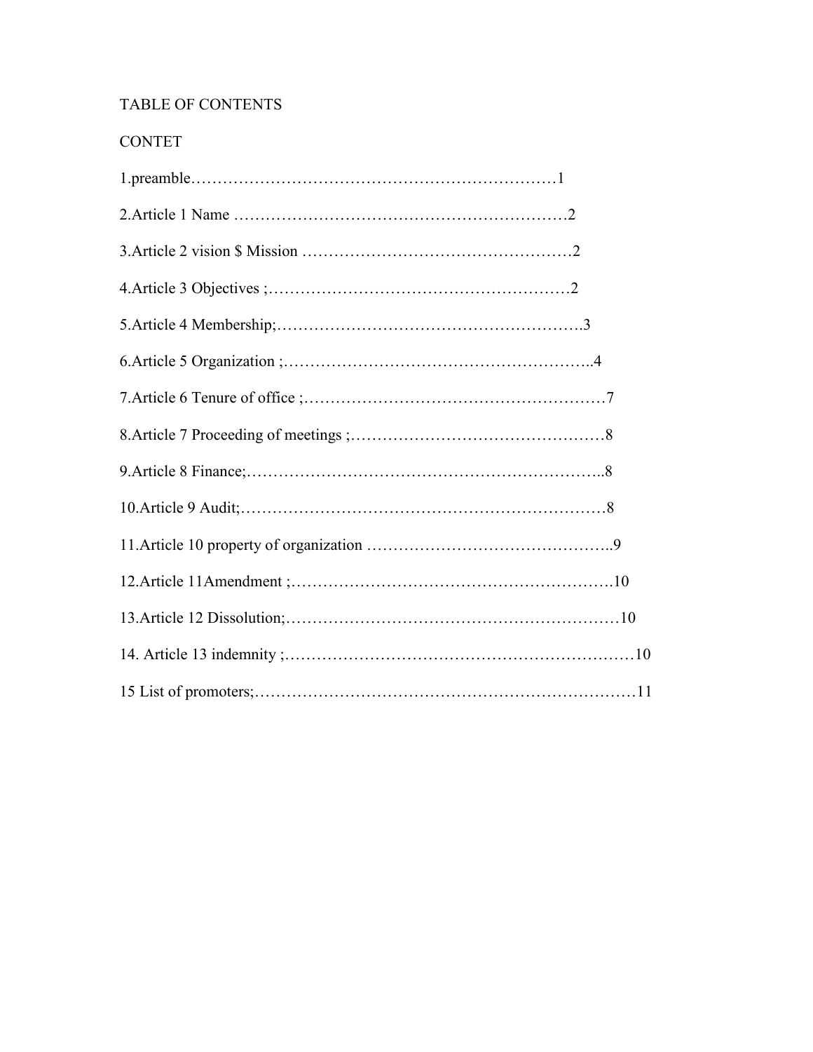TABLE OF CONTENTS

CONTET

1.preamble……………………………………………………………1

2.Article 1 Name …………………………………………………….2

3.Article 2 vision $ Mission ……………………………………………2

4.Article 3 Objectives ;…………………………………………………2

5.Article 4 Membership;…………………………………………………3

6.Article 5 Organization ;…………………………………………………..4

7.Article 6 Tenure of office ;…………………………………………………7

8.Article 7 Proceeding of meetings ;…………………………………………8

9.Article 8 Finance;………………………………………………………..8

10.Article 9 Audit;……………………………………………………………8

11.Article 10 property of organization ………………………………………..9

12.Article 11Amendment ;…………………………………………………….10

13.Article 12 Dissolution;………………………………………………………10

14. Article 13 indemnity ;…………………………………………………………10

15 List of promoters;……………………………………………………………11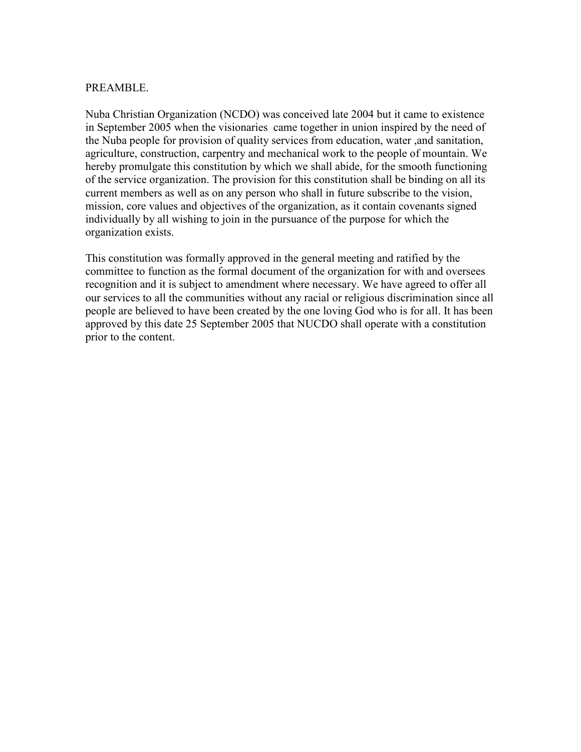PREAMBLE.

Nuba Christian Organization (NCDO) was conceived late 2004 but it came to existence in September 2005 when the visionaries came together in union inspired by the need of the Nuba people for provision of quality services from education, water ,and sanitation, agriculture, construction, carpentry and mechanical work to the people of mountain. We hereby promulgate this constitution by which we shall abide, for the smooth functioning of the service organization. The provision for this constitution shall be binding on all its current members as well as on any person who shall in future subscribe to the vision, mission, core values and objectives of the organization, as it contain covenants signed individually by all wishing to join in the pursuance of the purpose for which the organization exists.

This constitution was formally approved in the general meeting and ratified by the committee to function as the formal document of the organization for with and oversees recognition and it is subject to amendment where necessary. We have agreed to offer all our services to all the communities without any racial or religious discrimination since all people are believed to have been created by the one loving God who is for all. It has been approved by this date 25 September 2005 that NUCDO shall operate with a constitution prior to the content.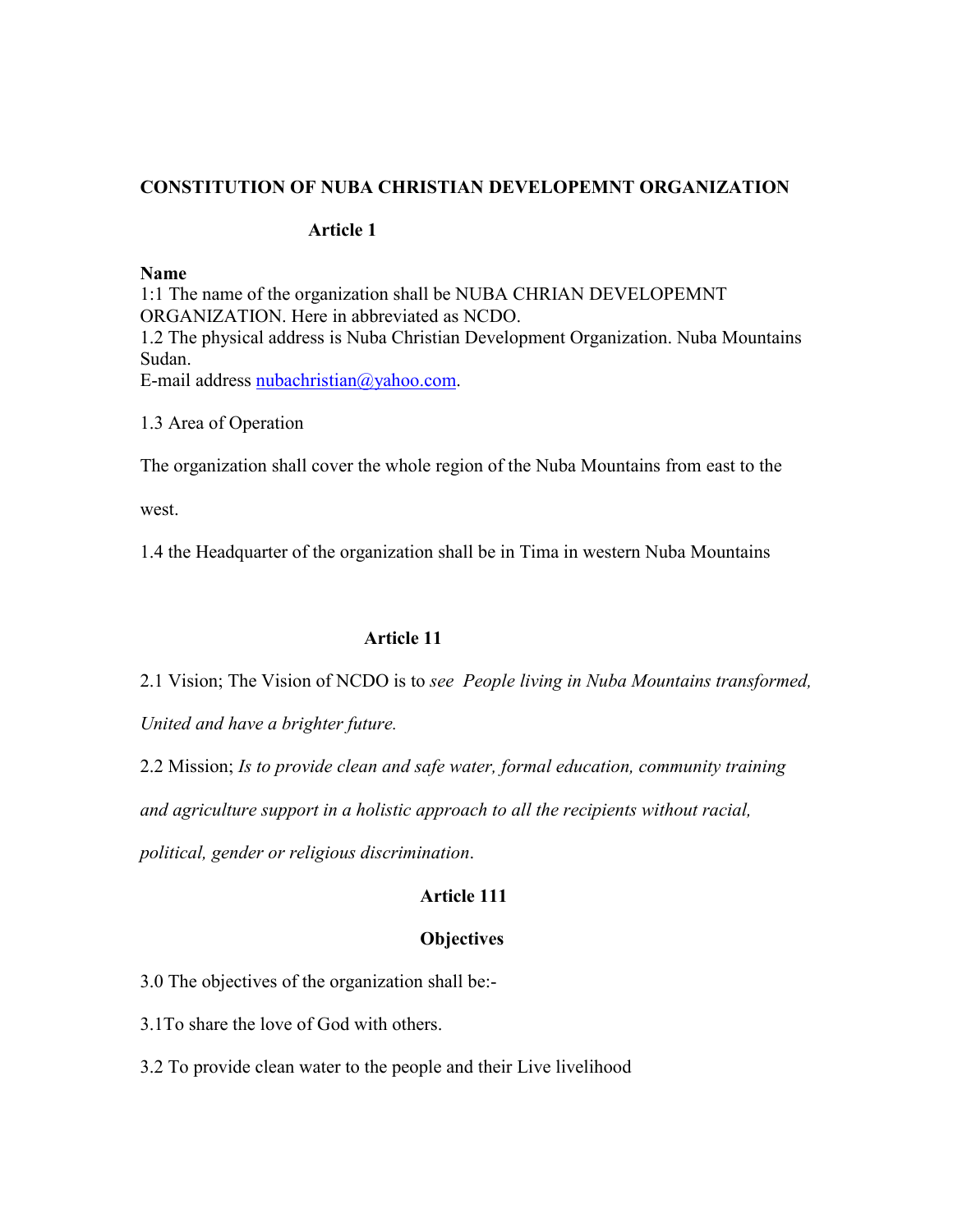**CONSTITUTION OF NUBA CHRISTIAN DEVELOPEMNT ORGANIZATION**

**Article 1**

**Name**

1:1 The name of the organization shall be NUBA CHRIAN DEVELOPEMNT ORGANIZATION. Here in abbreviated as NCDO.

1.2 The physical address is Nuba Christian Development Organization. Nuba Mountains Sudan.

E-mail address nubachristian@yahoo.com.

1.3 Area of Operation

The organization shall cover the whole region of the Nuba Mountains from east to the west.

1.4 the Headquarter of the organization shall be in Tima in western Nuba Mountains

**Article 11**

2.1 Vision; The Vision of NCDO is to *see People living in Nuba Mountains transformed, United and have a brighter future.*

2.2 Mission; *Is to provide clean and safe water, formal education, community training and agriculture support in a holistic approach to all the recipients without racial, political, gender or religious discrimination*.

**Article 111**

**Objectives**

3.0 The objectives of the organization shall be:-

3.1To share the love of God with others.

3.2 To provide clean water to the people and their Live livelihood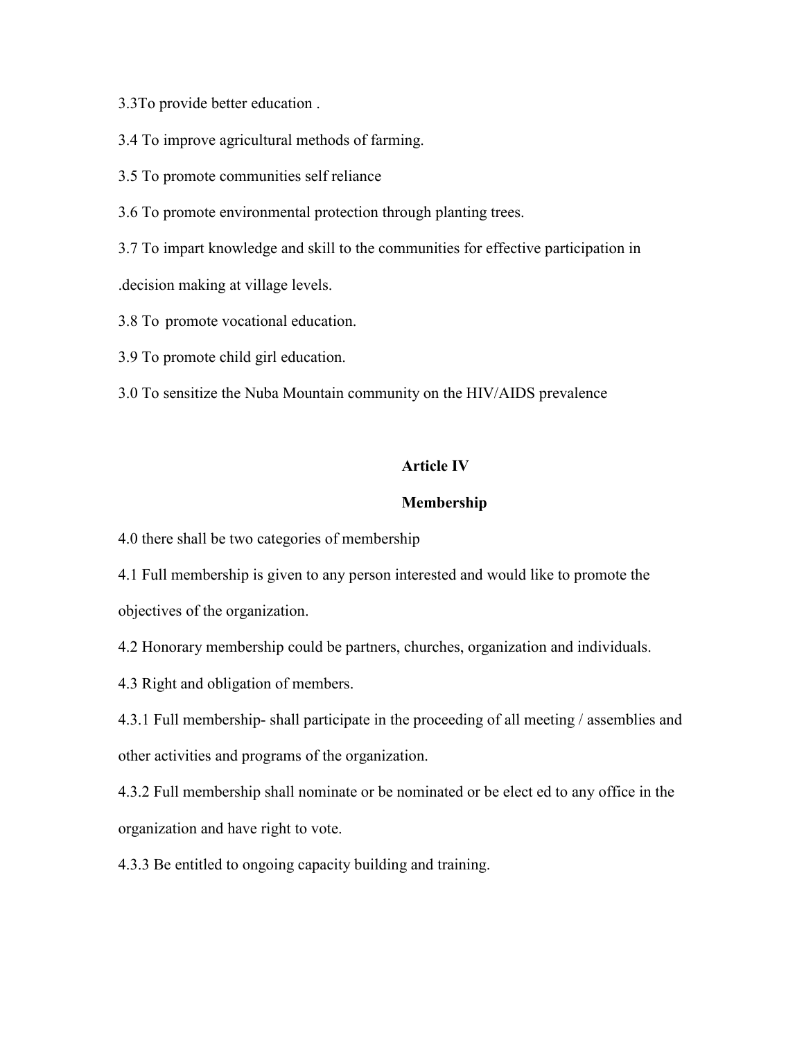3.3To provide better education .

3.4 To improve agricultural methods of farming.

3.5 To promote communities self reliance

3.6 To promote environmental protection through planting trees.

3.7 To impart knowledge and skill to the communities for effective participation in .decision making at village levels.

3.8 To promote vocational education.

3.9 To promote child girl education.

3.0 To sensitize the Nuba Mountain community on the HIV/AIDS prevalence

## Article IV

## Membership

4.0 there shall be two categories of membership

4.1 Full membership is given to any person interested and would like to promote the objectives of the organization.

4.2 Honorary membership could be partners, churches, organization and individuals.

4.3 Right and obligation of members.

4.3.1 Full membership- shall participate in the proceeding of all meeting / assemblies and other activities and programs of the organization.

4.3.2 Full membership shall nominate or be nominated or be elect ed to any office in the organization and have right to vote.

4.3.3 Be entitled to ongoing capacity building and training.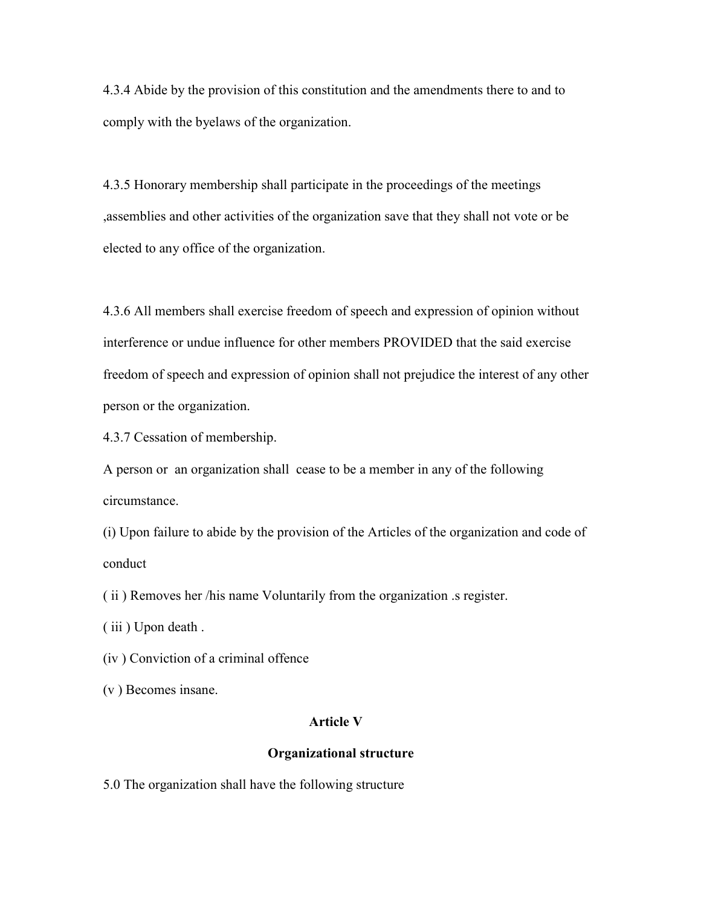4.3.4 Abide by the provision of this constitution and the amendments there to and to comply with the byelaws of the organization.

4.3.5 Honorary membership shall participate in the proceedings of the meetings ,assemblies and other activities of the organization save that they shall not vote or be elected to any office of the organization.

4.3.6 All members shall exercise freedom of speech and expression of opinion without interference or undue influence for other members PROVIDED that the said exercise freedom of speech and expression of opinion shall not prejudice the interest of any other person or the organization.

4.3.7 Cessation of membership.

A person or an organization shall cease to be a member in any of the following circumstance.

(i) Upon failure to abide by the provision of the Articles of the organization and code of conduct

( ii ) Removes her /his name Voluntarily from the organization .s register.

( iii ) Upon death .

(iv ) Conviction of a criminal offence

(v ) Becomes insane.

**Article V**

**Organizational structure**

5.0 The organization shall have the following structure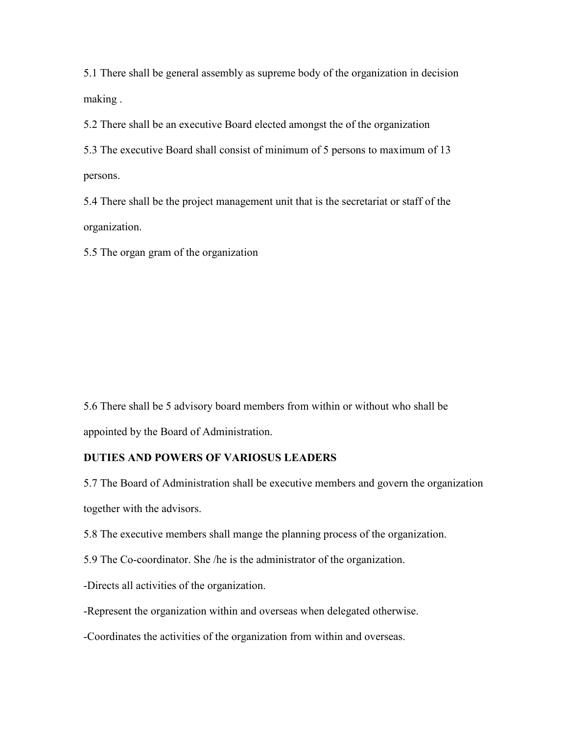5.1 There shall be general assembly as supreme body of the organization in decision making .

5.2 There shall be an executive Board elected amongst the of the organization

5.3 The executive Board shall consist of minimum of 5 persons to maximum of 13 persons.

5.4 There shall be the project management unit that is the secretariat or staff of the organization.

5.5 The organ gram of the organization

5.6 There shall be 5 advisory board members from within or without who shall be appointed by the Board of Administration.

**DUTIES AND POWERS OF VARIOSUS LEADERS**

5.7 The Board of Administration shall be executive members and govern the organization together with the advisors.

5.8 The executive members shall mange the planning process of the organization.

5.9 The Co-coordinator. She /he is the administrator of the organization.

-Directs all activities of the organization.

-Represent the organization within and overseas when delegated otherwise.

-Coordinates the activities of the organization from within and overseas.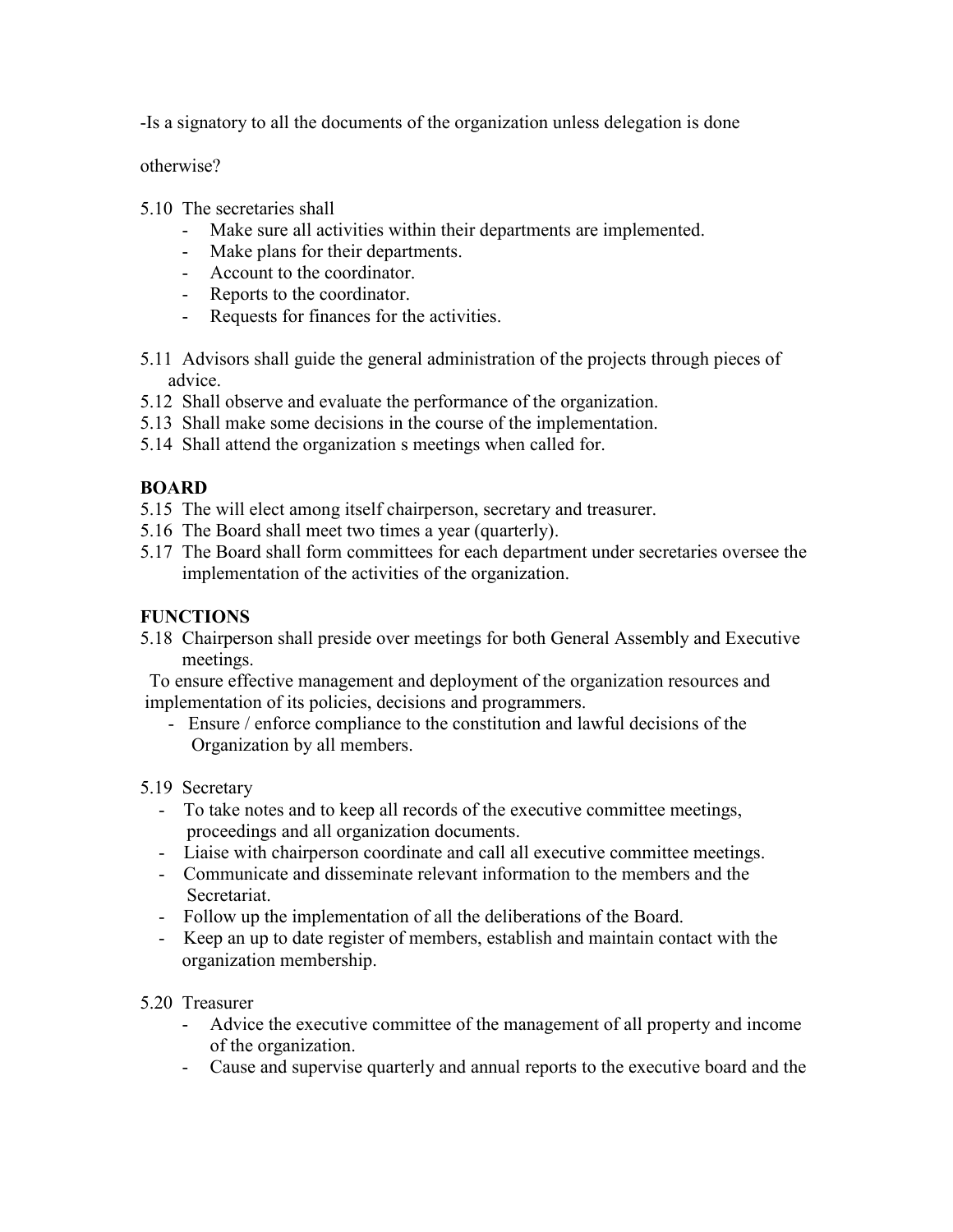-Is a signatory to all the documents of the organization unless delegation is done otherwise?

5.10 The secretaries shall
- Make sure all activities within their departments are implemented.
- Make plans for their departments.
- Account to the coordinator.
- Reports to the coordinator.
- Requests for finances for the activities.

5.11 Advisors shall guide the general administration of the projects through pieces of advice.
5.12 Shall observe and evaluate the performance of the organization.
5.13 Shall make some decisions in the course of the implementation.
5.14 Shall attend the organization s meetings when called for.

**BOARD**

5.15 The will elect among itself chairperson, secretary and treasurer.
5.16 The Board shall meet two times a year (quarterly).
5.17 The Board shall form committees for each department under secretaries oversee the implementation of the activities of the organization.

**FUNCTIONS**

5.18 Chairperson shall preside over meetings for both General Assembly and Executive meetings.

To ensure effective management and deployment of the organization resources and implementation of its policies, decisions and programmers.

- Ensure / enforce compliance to the constitution and lawful decisions of the Organization by all members.

5.19 Secretary
- To take notes and to keep all records of the executive committee meetings, proceedings and all organization documents.
- Liaise with chairperson coordinate and call all executive committee meetings.
- Communicate and disseminate relevant information to the members and the Secretariat.
- Follow up the implementation of all the deliberations of the Board.
- Keep an up to date register of members, establish and maintain contact with the organization membership.

5.20 Treasurer
- Advice the executive committee of the management of all property and income of the organization.
- Cause and supervise quarterly and annual reports to the executive board and the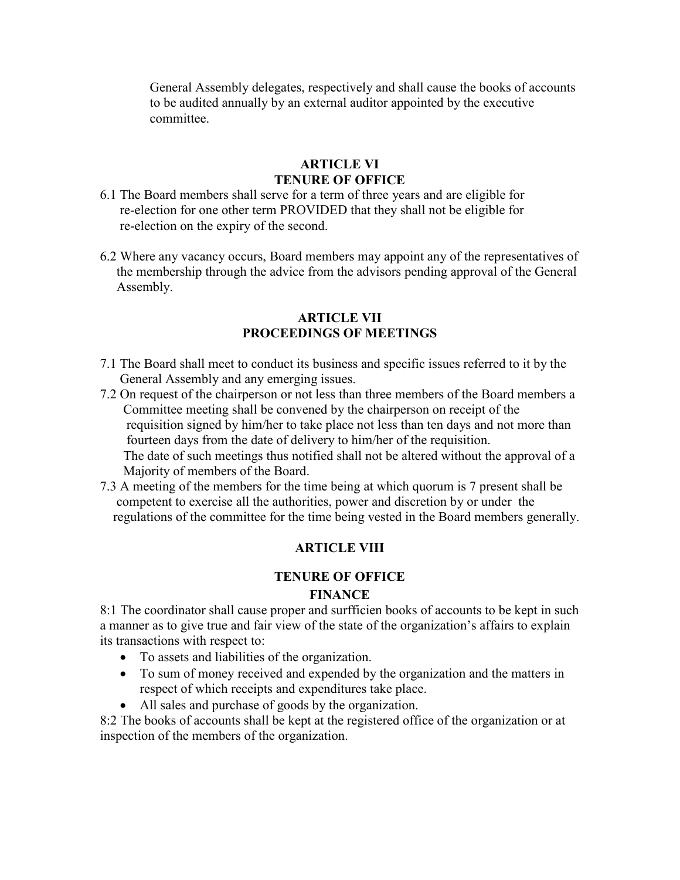General Assembly delegates, respectively and shall cause the books of accounts to be audited annually by an external auditor appointed by the executive committee.

## ARTICLE VI
## TENURE OF OFFICE

6.1 The Board members shall serve for a term of three years and are eligible for re-election for one other term PROVIDED that they shall not be eligible for re-election on the expiry of the second.

6.2 Where any vacancy occurs, Board members may appoint any of the representatives of the membership through the advice from the advisors pending approval of the General Assembly.

## ARTICLE VII
## PROCEEDINGS OF MEETINGS

7.1 The Board shall meet to conduct its business and specific issues referred to it by the General Assembly and any emerging issues.

7.2 On request of the chairperson or not less than three members of the Board members a Committee meeting shall be convened by the chairperson on receipt of the requisition signed by him/her to take place not less than ten days and not more than fourteen days from the date of delivery to him/her of the requisition.
The date of such meetings thus notified shall not be altered without the approval of a Majority of members of the Board.

7.3 A meeting of the members for the time being at which quorum is 7 present shall be competent to exercise all the authorities, power and discretion by or under the regulations of the committee for the time being vested in the Board members generally.

## ARTICLE VIII

## TENURE OF OFFICE
## FINANCE

8:1 The coordinator shall cause proper and surfficien books of accounts to be kept in such a manner as to give true and fair view of the state of the organization's affairs to explain its transactions with respect to:

- To assets and liabilities of the organization.
- To sum of money received and expended by the organization and the matters in respect of which receipts and expenditures take place.
- All sales and purchase of goods by the organization.

8:2 The books of accounts shall be kept at the registered office of the organization or at inspection of the members of the organization.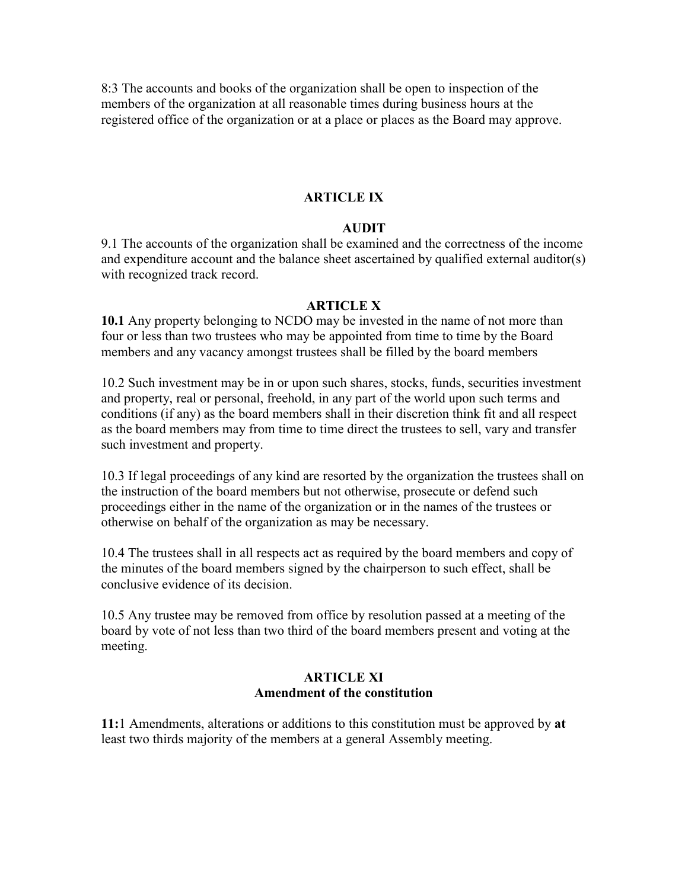8:3 The accounts and books of the organization shall be open to inspection of the members of the organization at all reasonable times during business hours at the registered office of the organization or at a place or places as the Board may approve.

## ARTICLE IX

### AUDIT

9.1 The accounts of the organization shall be examined and the correctness of the income and expenditure account and the balance sheet ascertained by qualified external auditor(s) with recognized track record.

## ARTICLE X

**10.1** Any property belonging to NCDO may be invested in the name of not more than four or less than two trustees who may be appointed from time to time by the Board members and any vacancy amongst trustees shall be filled by the board members

10.2 Such investment may be in or upon such shares, stocks, funds, securities investment and property, real or personal, freehold, in any part of the world upon such terms and conditions (if any) as the board members shall in their discretion think fit and all respect as the board members may from time to time direct the trustees to sell, vary and transfer such investment and property.

10.3 If legal proceedings of any kind are resorted by the organization the trustees shall on the instruction of the board members but not otherwise, prosecute or defend such proceedings either in the name of the organization or in the names of the trustees or otherwise on behalf of the organization as may be necessary.

10.4 The trustees shall in all respects act as required by the board members and copy of the minutes of the board members signed by the chairperson to such effect, shall be conclusive evidence of its decision.

10.5 Any trustee may be removed from office by resolution passed at a meeting of the board by vote of not less than two third of the board members present and voting at the meeting.

## ARTICLE XI
### Amendment of the constitution

**11:**1 Amendments, alterations or additions to this constitution must be approved by **at** least two thirds majority of the members at a general Assembly meeting.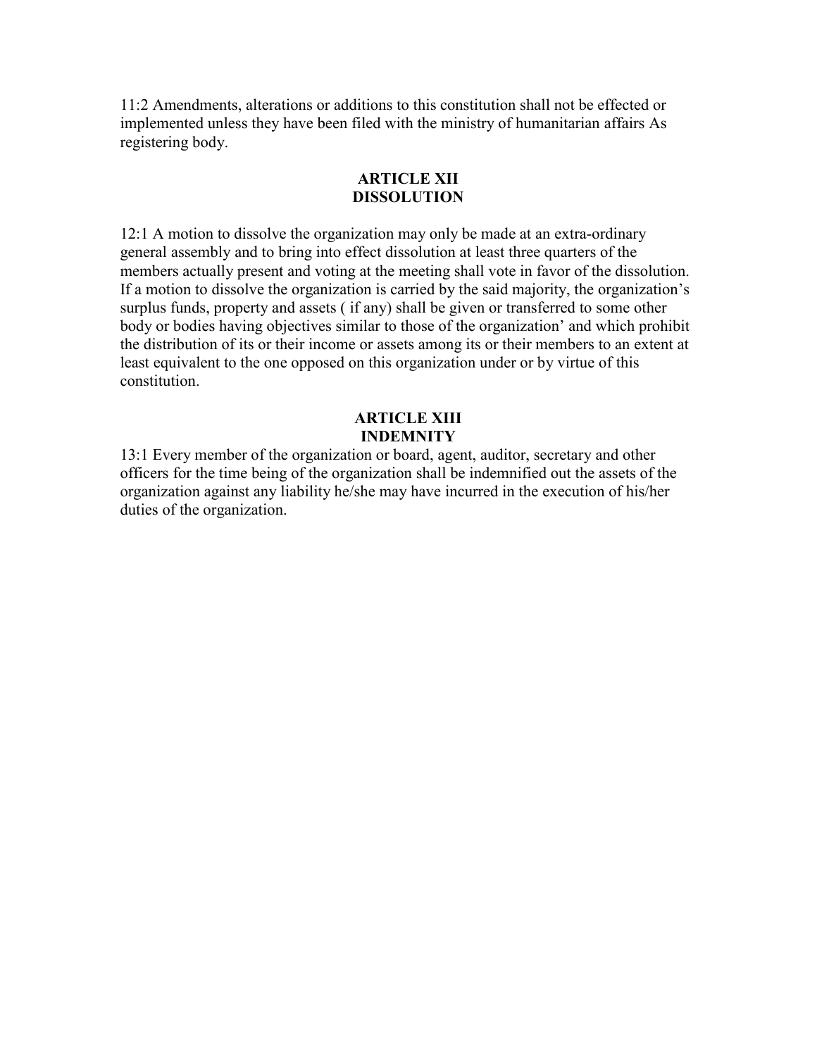11:2 Amendments, alterations or additions to this constitution shall not be effected or implemented unless they have been filed with the ministry of humanitarian affairs As registering body.

## ARTICLE XII
## DISSOLUTION

12:1 A motion to dissolve the organization may only be made at an extra-ordinary general assembly and to bring into effect dissolution at least three quarters of the members actually present and voting at the meeting shall vote in favor of the dissolution. If a motion to dissolve the organization is carried by the said majority, the organization's surplus funds, property and assets ( if any) shall be given or transferred to some other body or bodies having objectives similar to those of the organization' and which prohibit the distribution of its or their income or assets among its or their members to an extent at least equivalent to the one opposed on this organization under or by virtue of this constitution.

## ARTICLE XIII
## INDEMNITY

13:1 Every member of the organization or board, agent, auditor, secretary and other officers for the time being of the organization shall be indemnified out the assets of the organization against any liability he/she may have incurred in the execution of his/her duties of the organization.